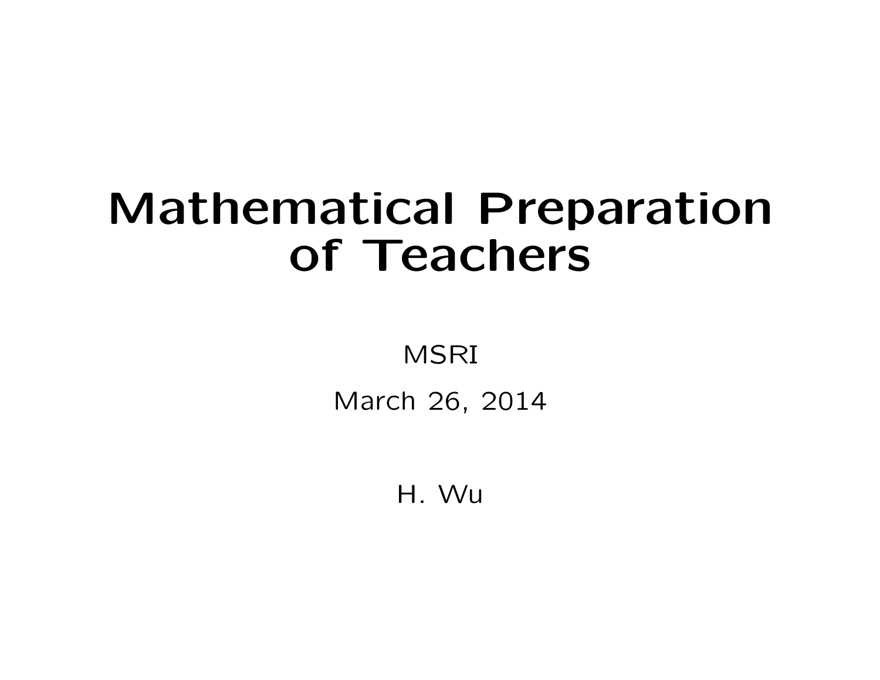# Mathematical Preparation of Teachers

MSRI

March 26, 2014

H. Wu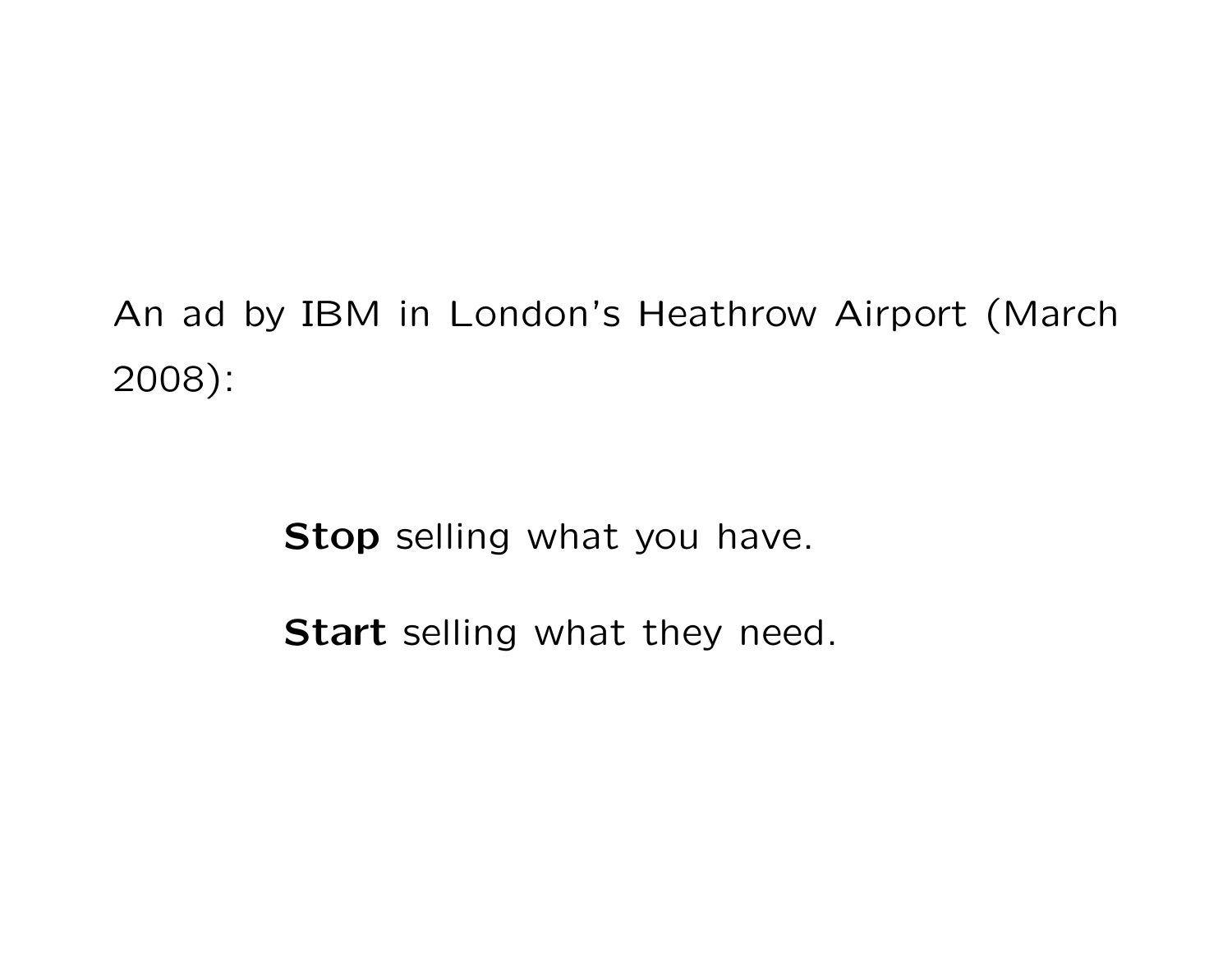An ad by IBM in London's Heathrow Airport (March 2008):

**Stop** selling what you have.

**Start** selling what they need.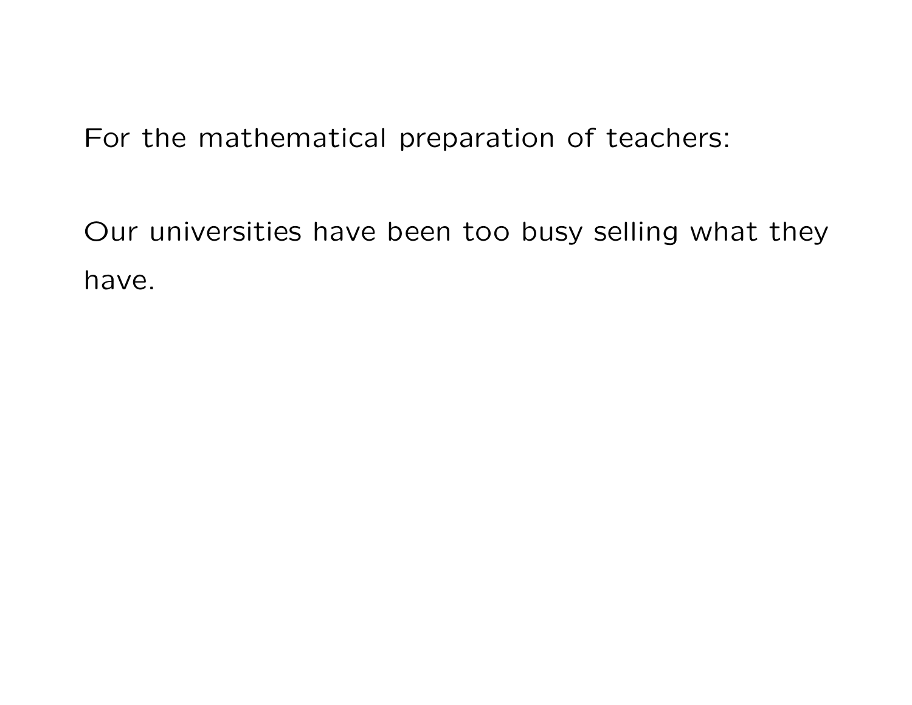For the mathematical preparation of teachers:

Our universities have been too busy selling what they have.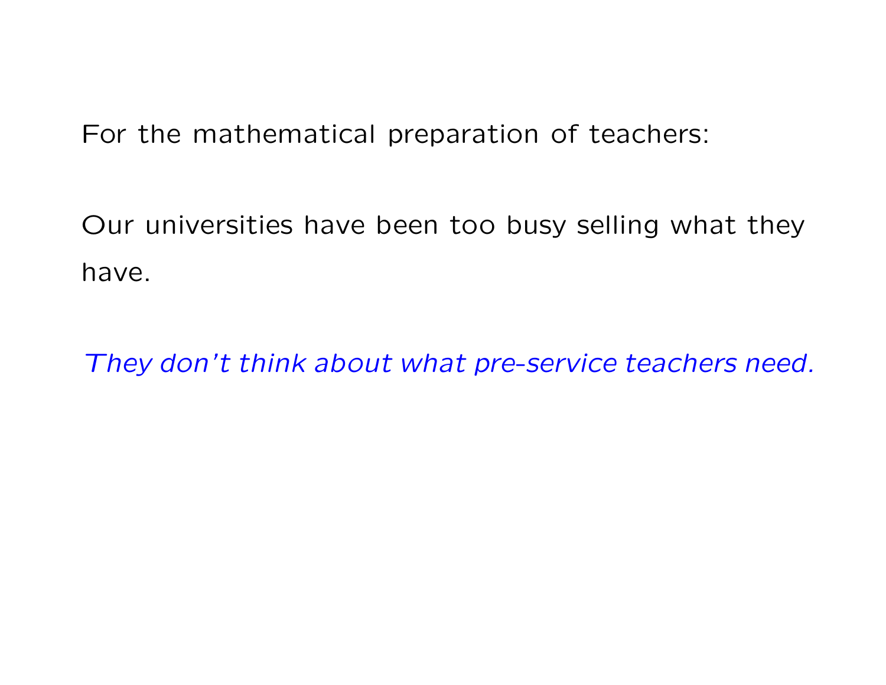For the mathematical preparation of teachers:

Our universities have been too busy selling what they have.

*They don't think about what pre-service teachers need.*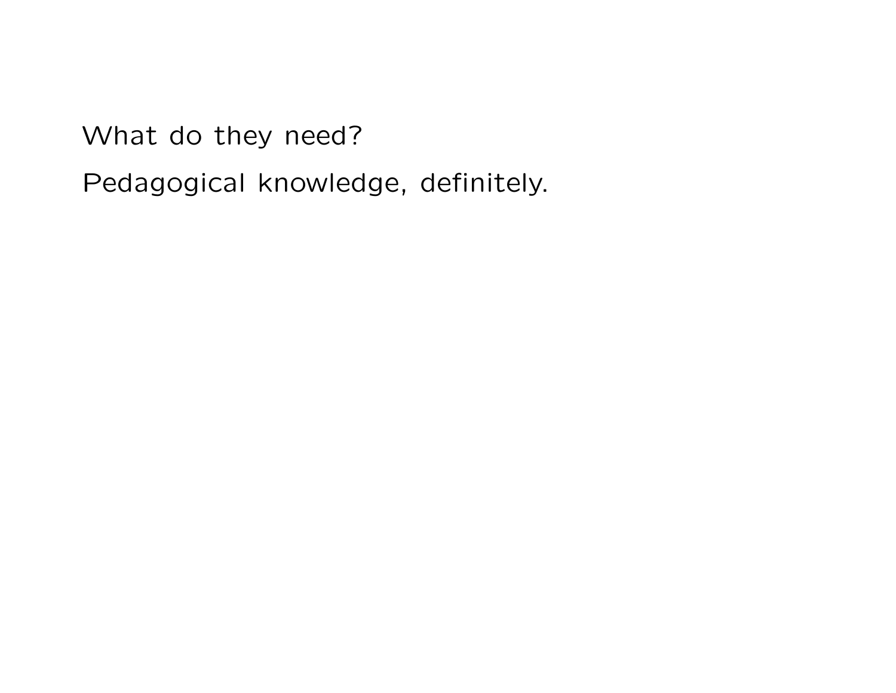What do they need?

Pedagogical knowledge, definitely.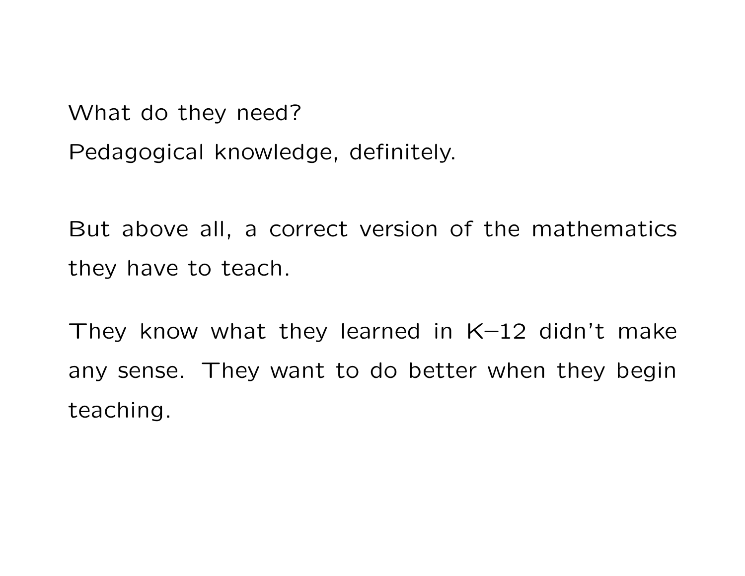What do they need?

Pedagogical knowledge, definitely.

But above all, a correct version of the mathematics they have to teach.

They know what they learned in K–12 didn't make any sense. They want to do better when they begin teaching.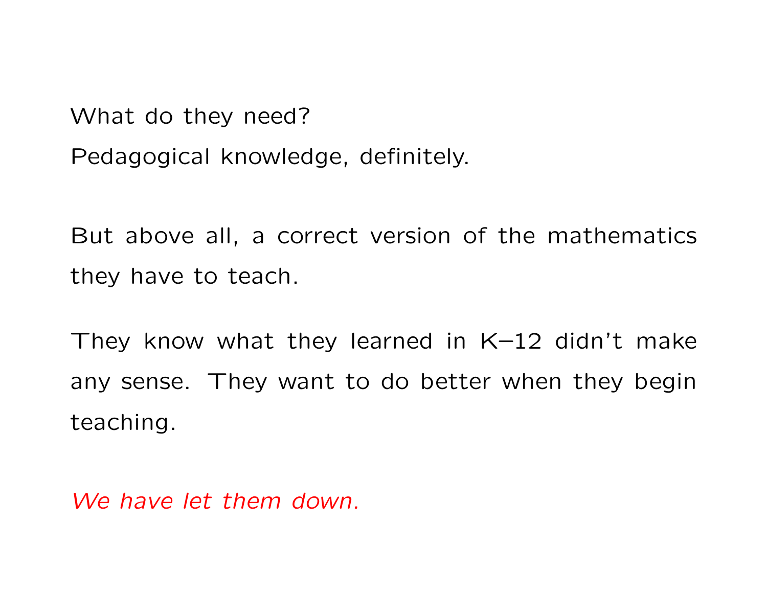What do they need?

Pedagogical knowledge, definitely.

But above all, a correct version of the mathematics they have to teach.

They know what they learned in K–12 didn't make any sense. They want to do better when they begin teaching.

*We have let them down.*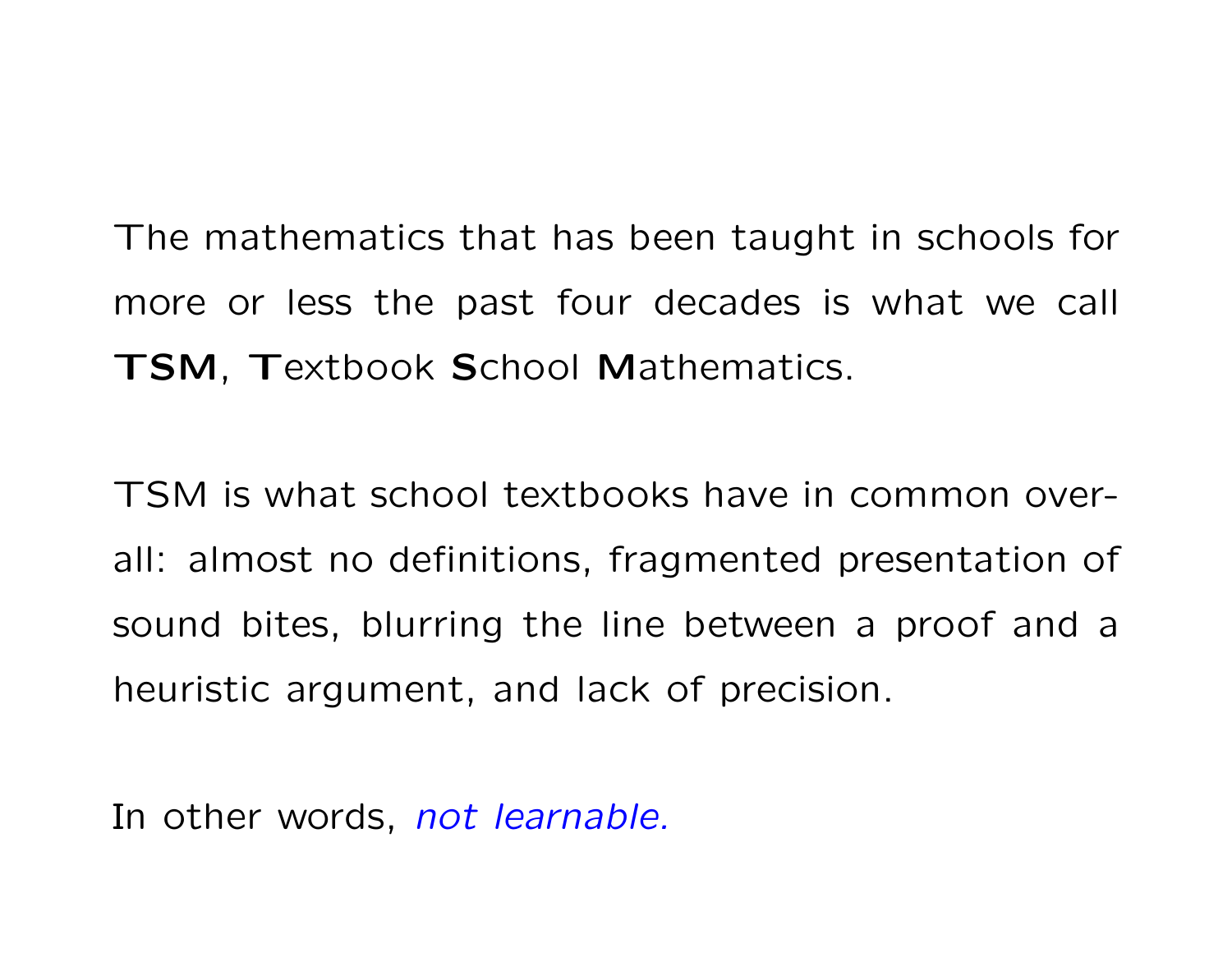The mathematics that has been taught in schools for more or less the past four decades is what we call **TSM**, **T**extbook **S**chool **M**athematics.

TSM is what school textbooks have in common overall: almost no definitions, fragmented presentation of sound bites, blurring the line between a proof and a heuristic argument, and lack of precision.

In other words, *not learnable.*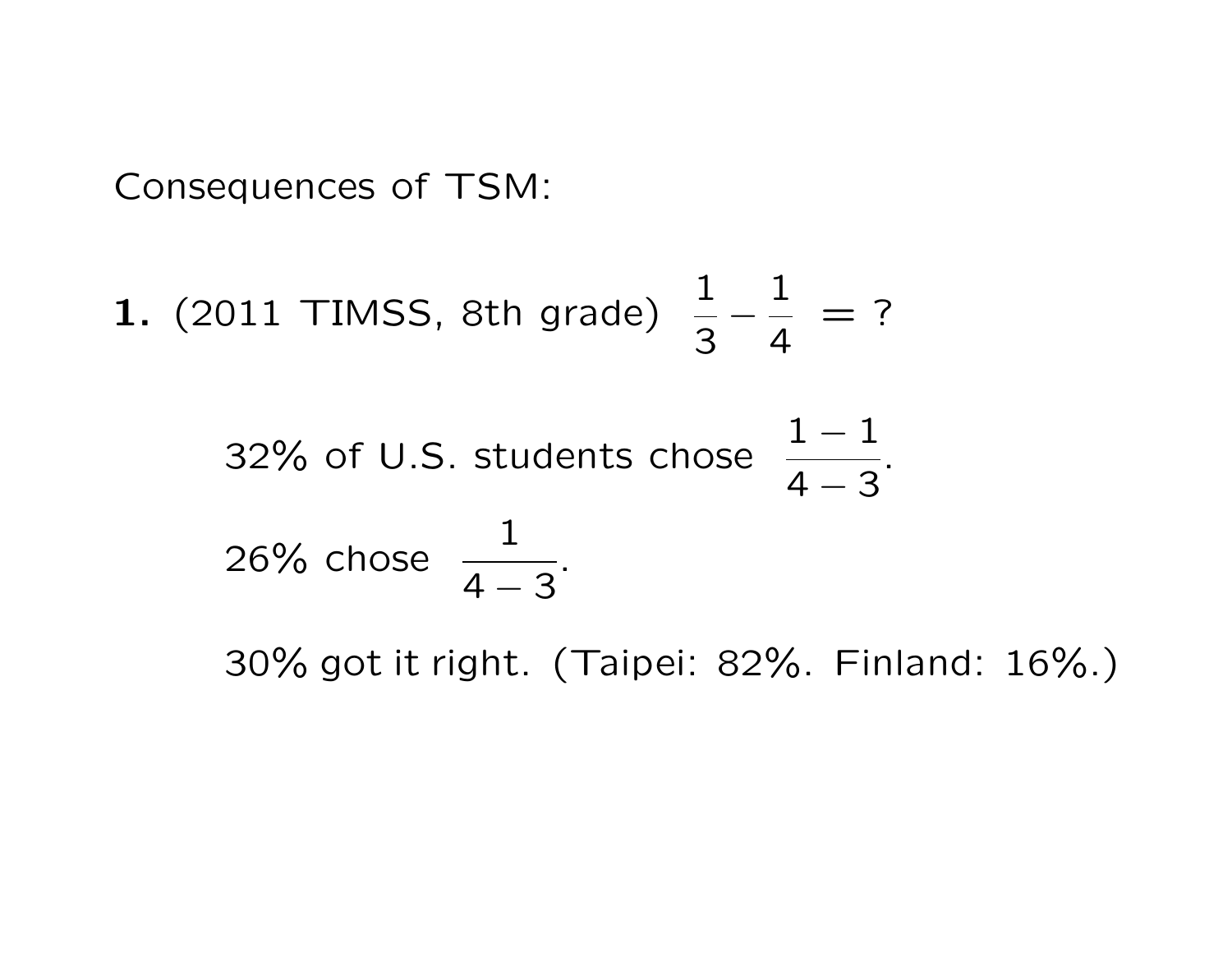Consequences of TSM:

**1.** (2011 TIMSS, 8th grade) $\frac{1}{3} - \frac{1}{4} = ?$

32% of U.S. students chose $\frac{1-1}{4-3}$.

26% chose $\frac{1}{4-3}$.

30% got it right. (Taipei: 82%. Finland: 16%.)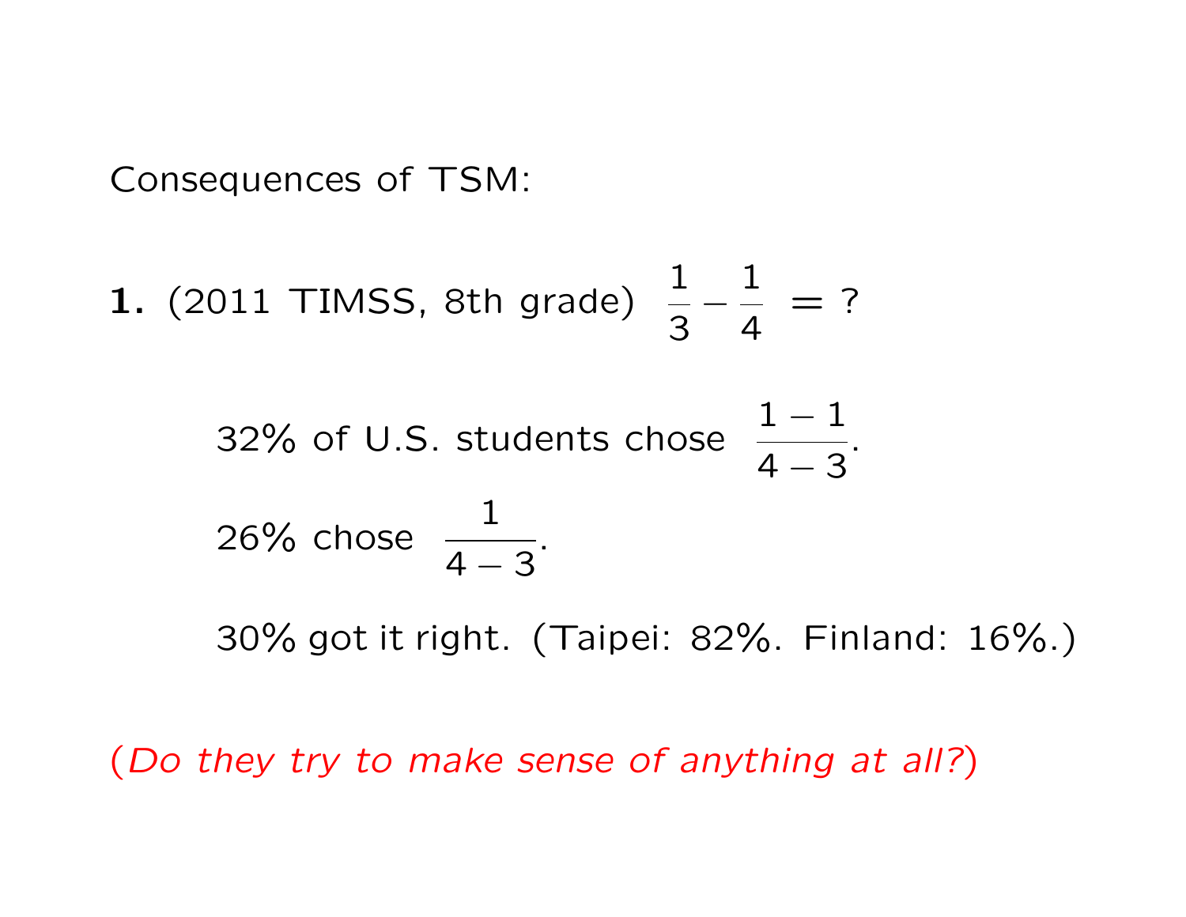Consequences of TSM:

**1.** (2011 TIMSS, 8th grade) $\dfrac{1}{3} - \dfrac{1}{4} \;= \;?$

32% of U.S. students chose $\dfrac{1-1}{4-3}$.

26% chose $\dfrac{1}{4-3}$.

30% got it right. (Taipei: 82%. Finland: 16%.)

(*Do they try to make sense of anything at all?*)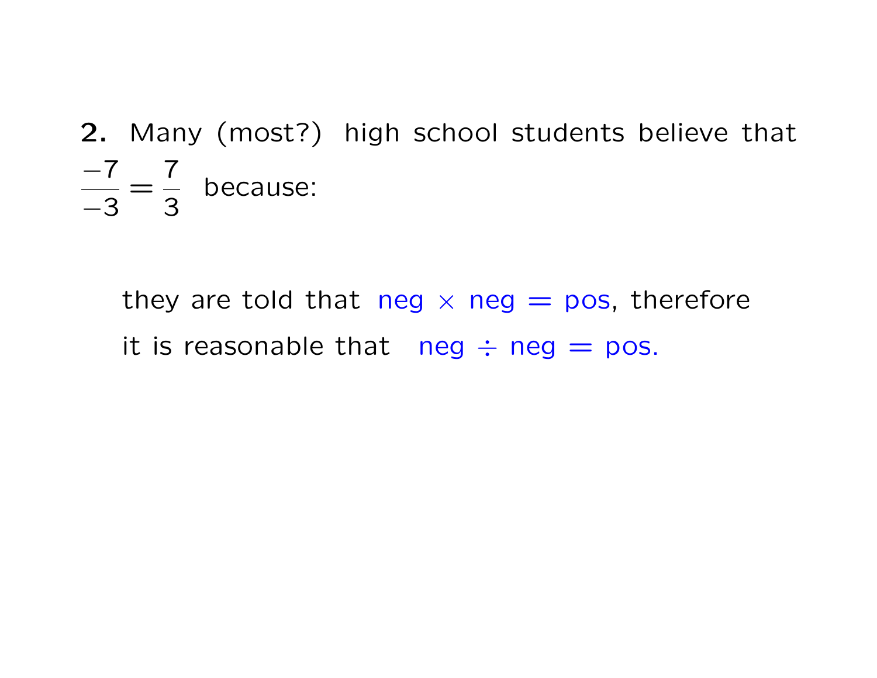**2.** Many (most?) high school students believe that $\dfrac{-7}{-3} = \dfrac{7}{3}$ because:

they are told that neg $\times$ neg = pos, therefore it is reasonable that neg $\div$ neg = pos.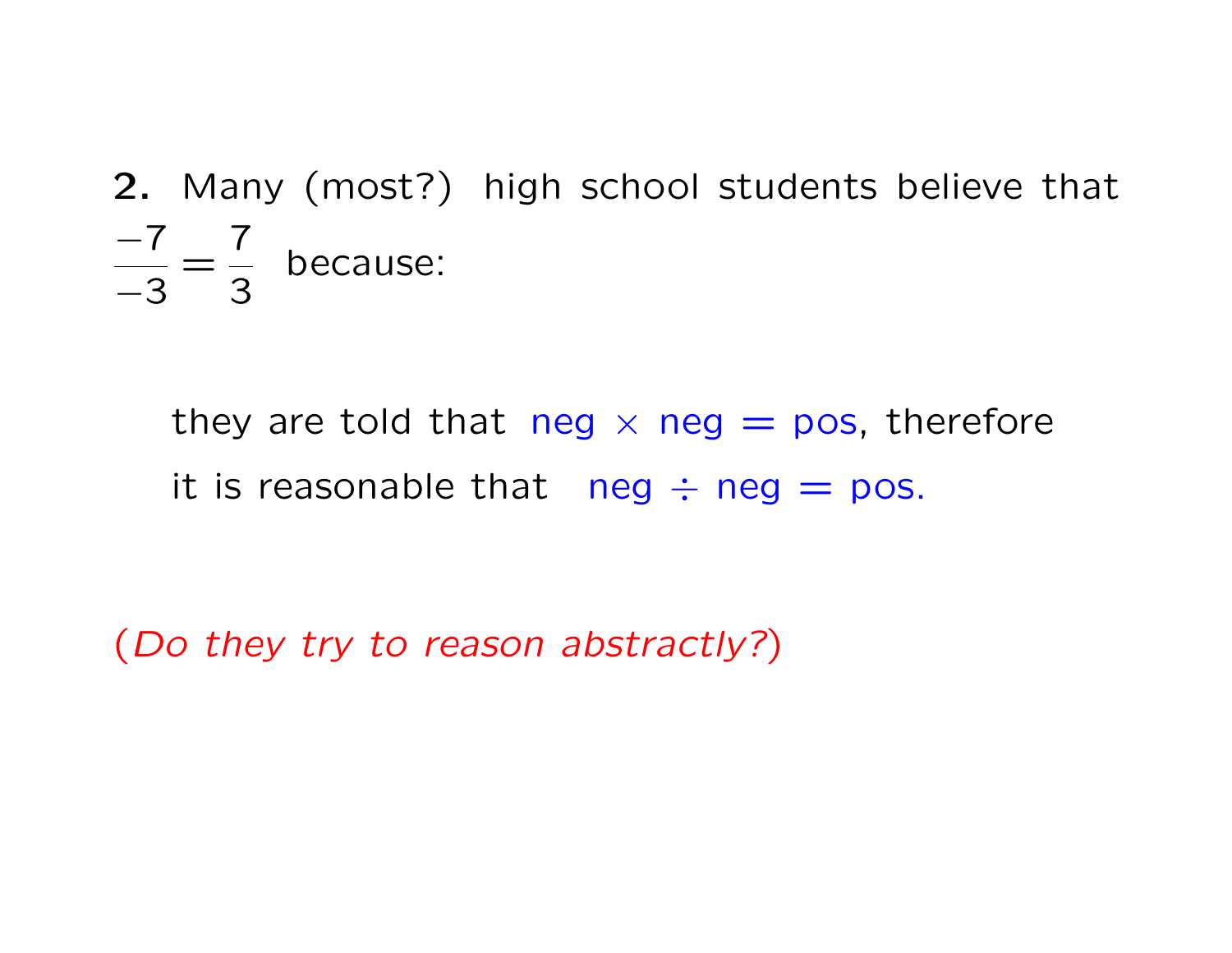**2.** Many (most?) high school students believe that $\dfrac{-7}{-3} = \dfrac{7}{3}$ because:

> they are told that neg $\times$ neg = pos, therefore it is reasonable that neg $\div$ neg = pos.

(*Do they try to reason abstractly?*)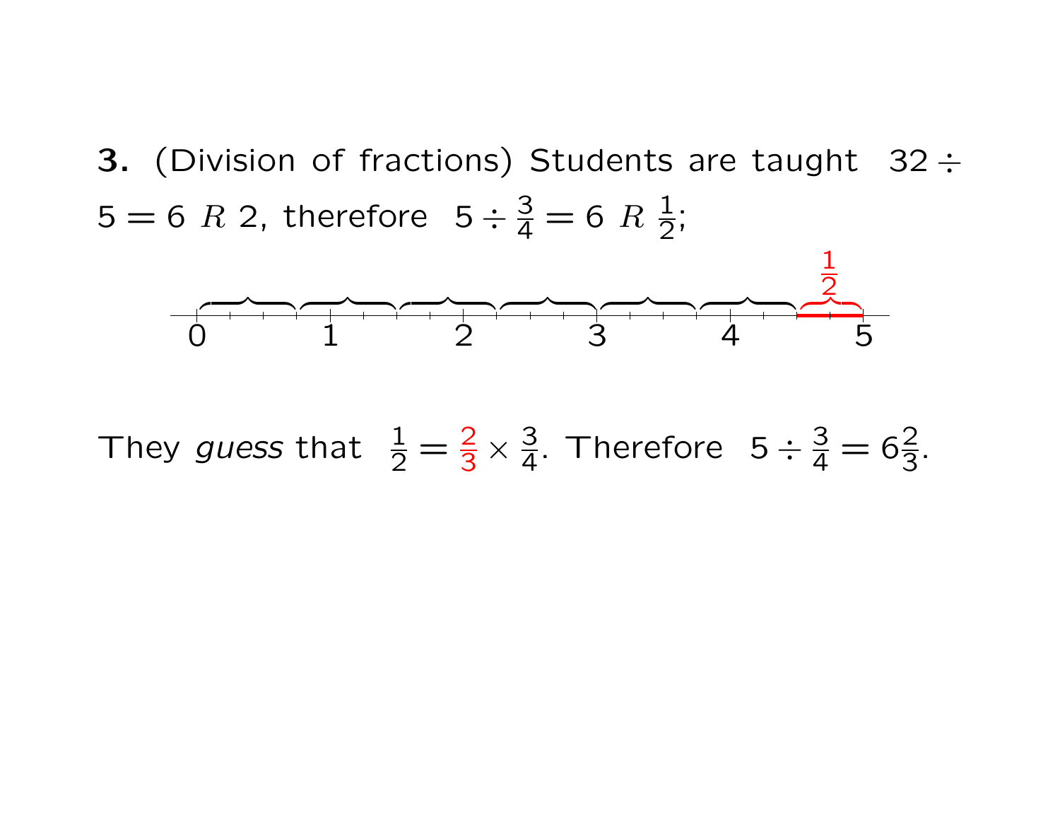**3.** (Division of fractions) Students are taught $32 \div 5 = 6 \ R \ 2$, therefore $5 \div \frac{3}{4} = 6 \ R \ \frac{1}{2}$;

They *guess* that $\frac{1}{2} = \frac{2}{3} \times \frac{3}{4}$. Therefore $5 \div \frac{3}{4} = 6\frac{2}{3}$.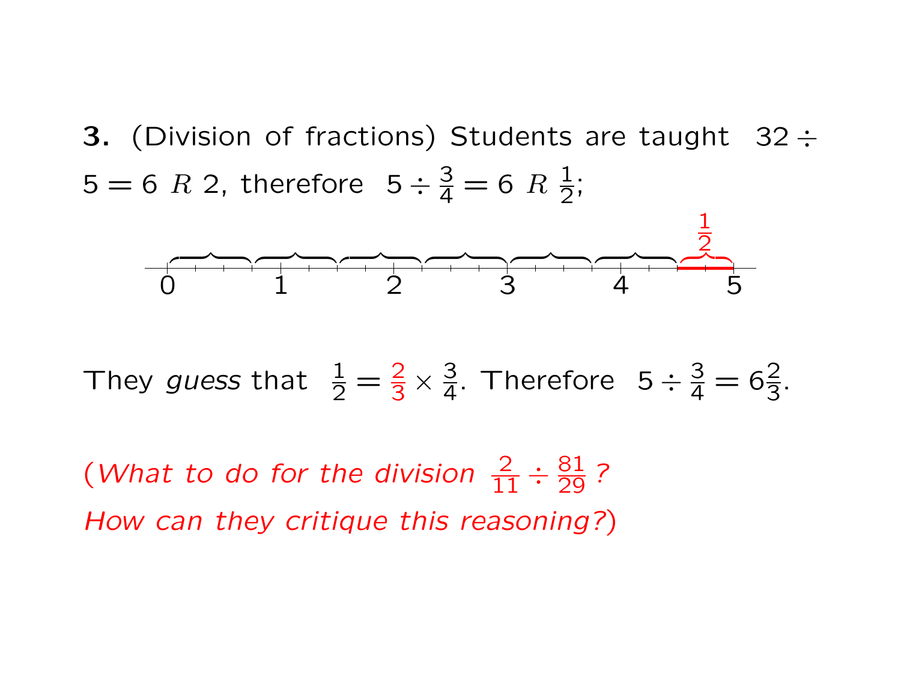**3.** (Division of fractions) Students are taught $32 \div 5 = 6\ R\ 2$, therefore $5 \div \frac{3}{4} = 6\ R\ \frac{1}{2}$;

They *guess* that $\frac{1}{2} = \frac{2}{3} \times \frac{3}{4}$. Therefore $5 \div \frac{3}{4} = 6\frac{2}{3}$.

(*What to do for the division* $\frac{2}{11} \div \frac{81}{29}$ *?*
*How can they critique this reasoning?*)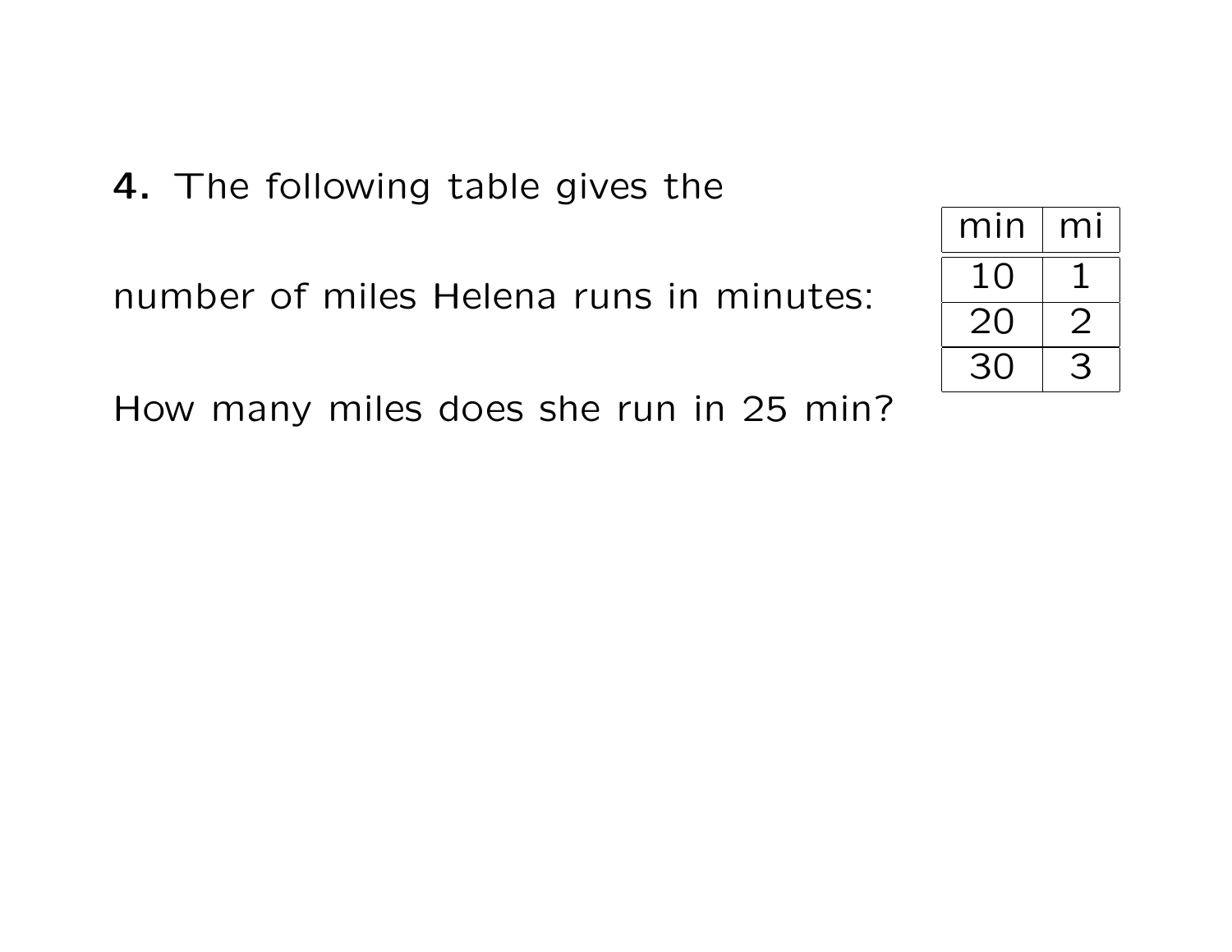**4.** The following table gives the

number of miles Helena runs in minutes:

| min | mi |
|---|---|
| 10 | 1 |
| 20 | 2 |
| 30 | 3 |

How many miles does she run in 25 min?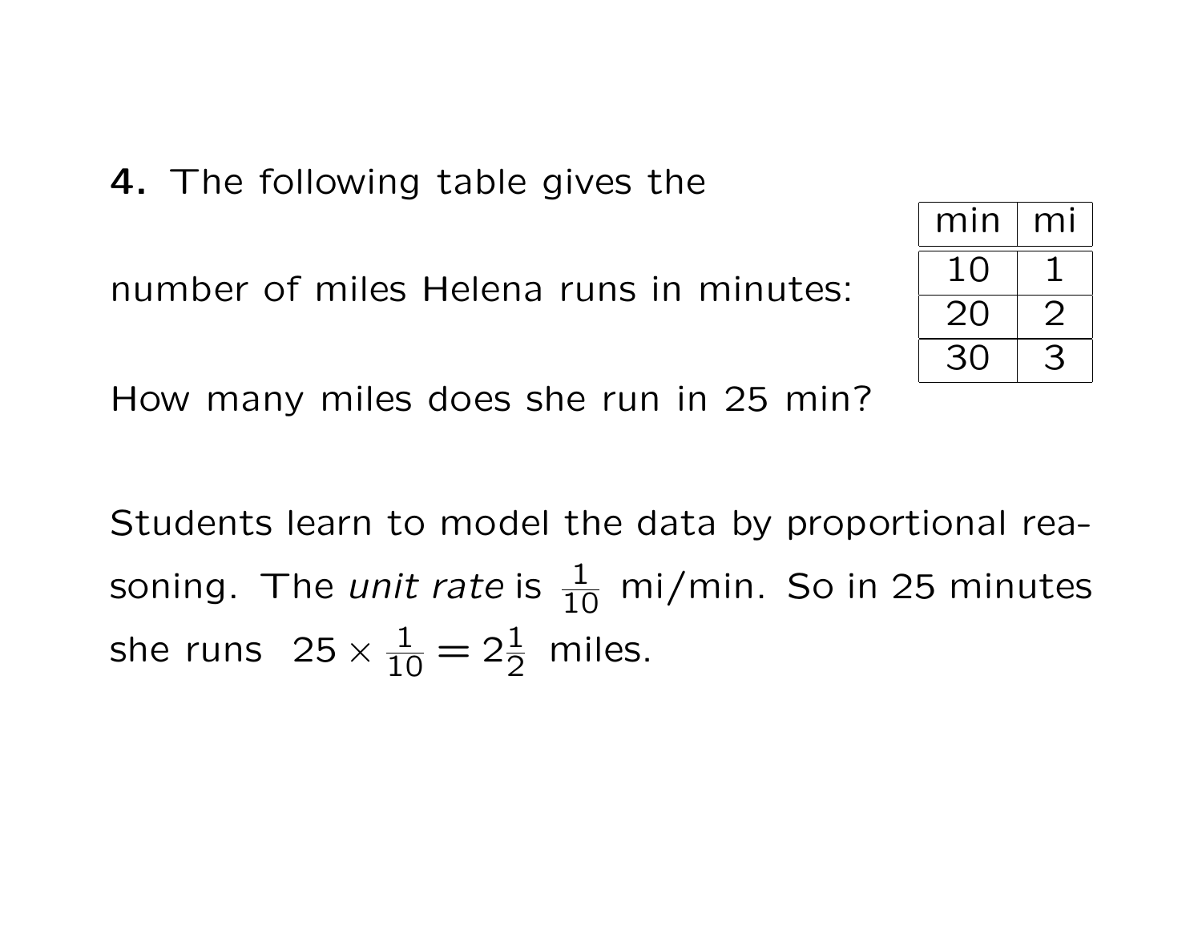**4.** The following table gives the number of miles Helena runs in minutes:

| min | mi |
|---|---|
| 10 | 1 |
| 20 | 2 |
| 30 | 3 |

How many miles does she run in 25 min?

Students learn to model the data by proportional reasoning. The *unit rate* is $\frac{1}{10}$ mi/min. So in 25 minutes she runs $25 \times \frac{1}{10} = 2\frac{1}{2}$ miles.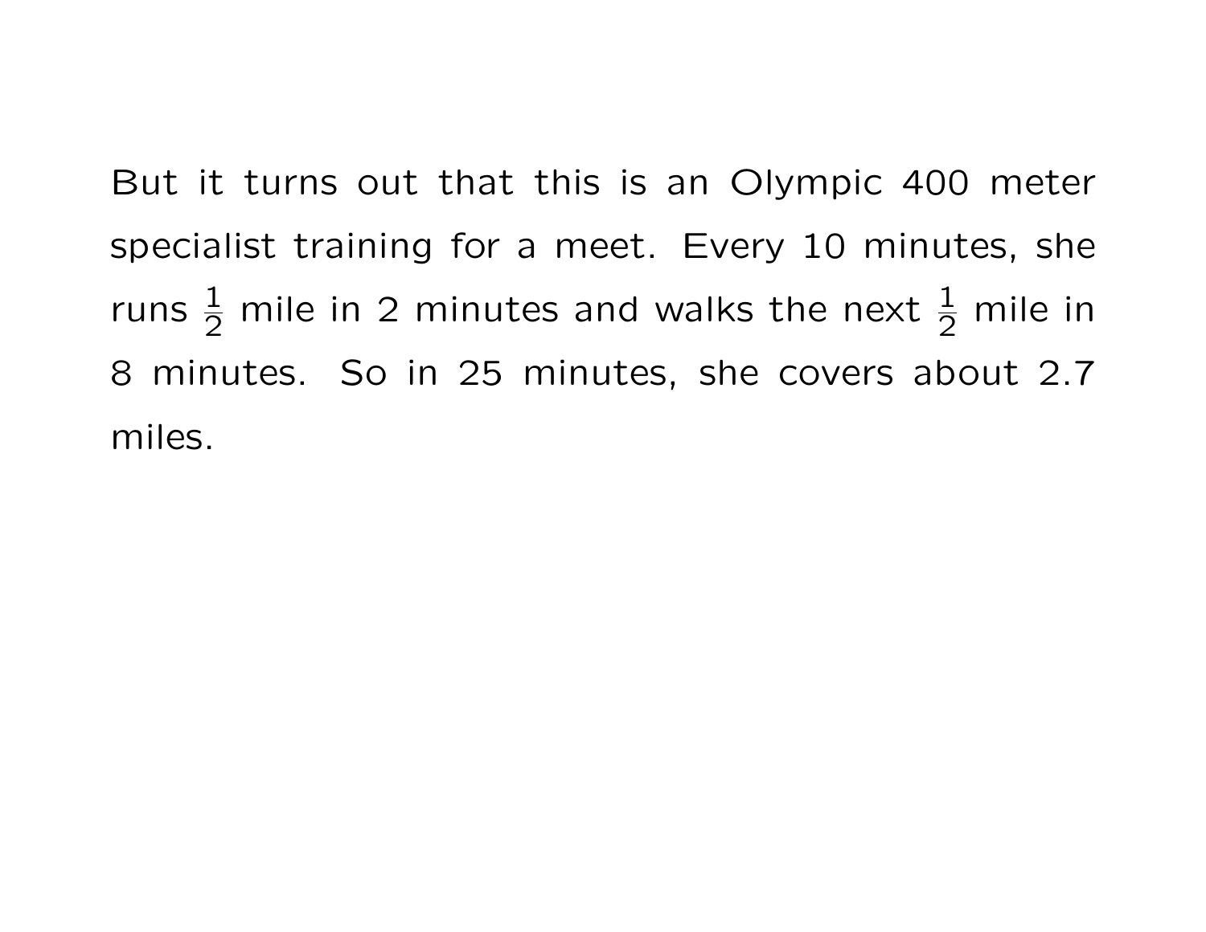But it turns out that this is an Olympic 400 meter specialist training for a meet. Every 10 minutes, she runs $\frac{1}{2}$ mile in 2 minutes and walks the next $\frac{1}{2}$ mile in 8 minutes. So in 25 minutes, she covers about 2.7 miles.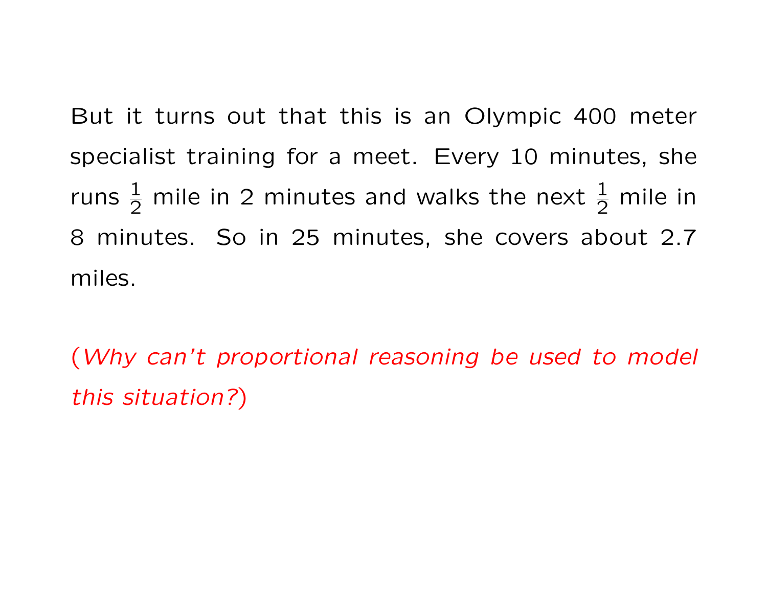But it turns out that this is an Olympic 400 meter specialist training for a meet. Every 10 minutes, she runs $\frac{1}{2}$ mile in 2 minutes and walks the next $\frac{1}{2}$ mile in 8 minutes. So in 25 minutes, she covers about 2.7 miles.

(*Why can't proportional reasoning be used to model this situation?*)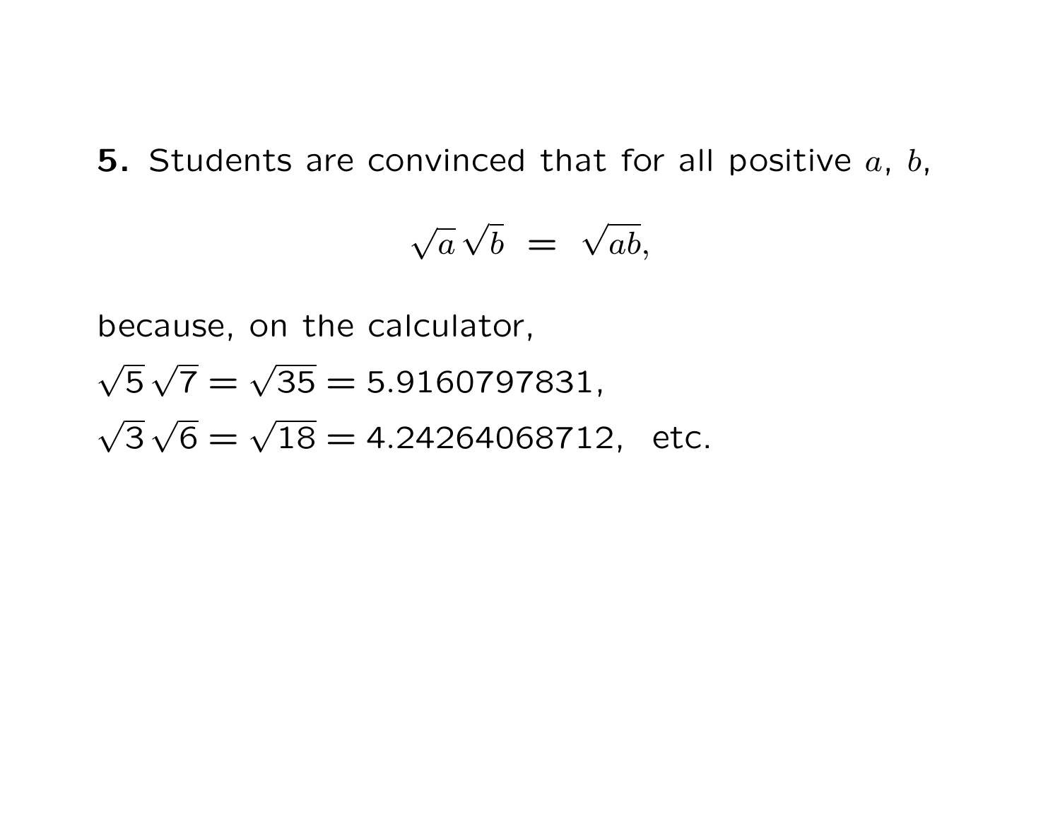**5.** Students are convinced that for all positive $a$, $b$,

$$\sqrt{a}\,\sqrt{b} \;=\; \sqrt{ab},$$

because, on the calculator,

$\sqrt{5}\,\sqrt{7} = \sqrt{35} = 5.9160797831,$

$\sqrt{3}\,\sqrt{6} = \sqrt{18} = 4.24264068712,$ etc.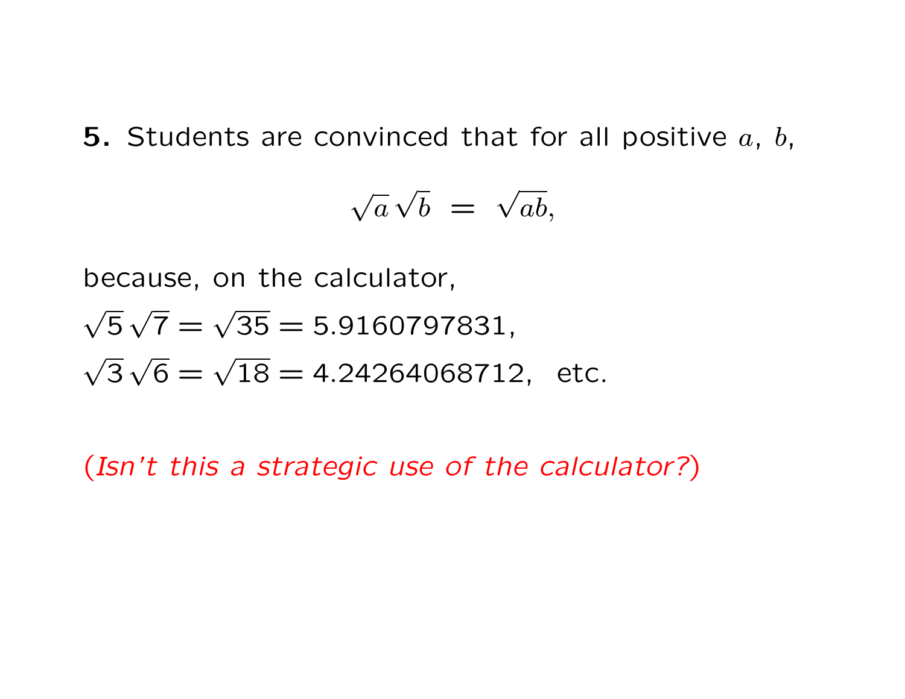**5.** Students are convinced that for all positive $a$, $b$,

$$\sqrt{a}\,\sqrt{b} \;=\; \sqrt{ab},$$

because, on the calculator,

$\sqrt{5}\,\sqrt{7} = \sqrt{35} = 5.9160797831$,

$\sqrt{3}\,\sqrt{6} = \sqrt{18} = 4.24264068712$, etc.

(*Isn't this a strategic use of the calculator?*)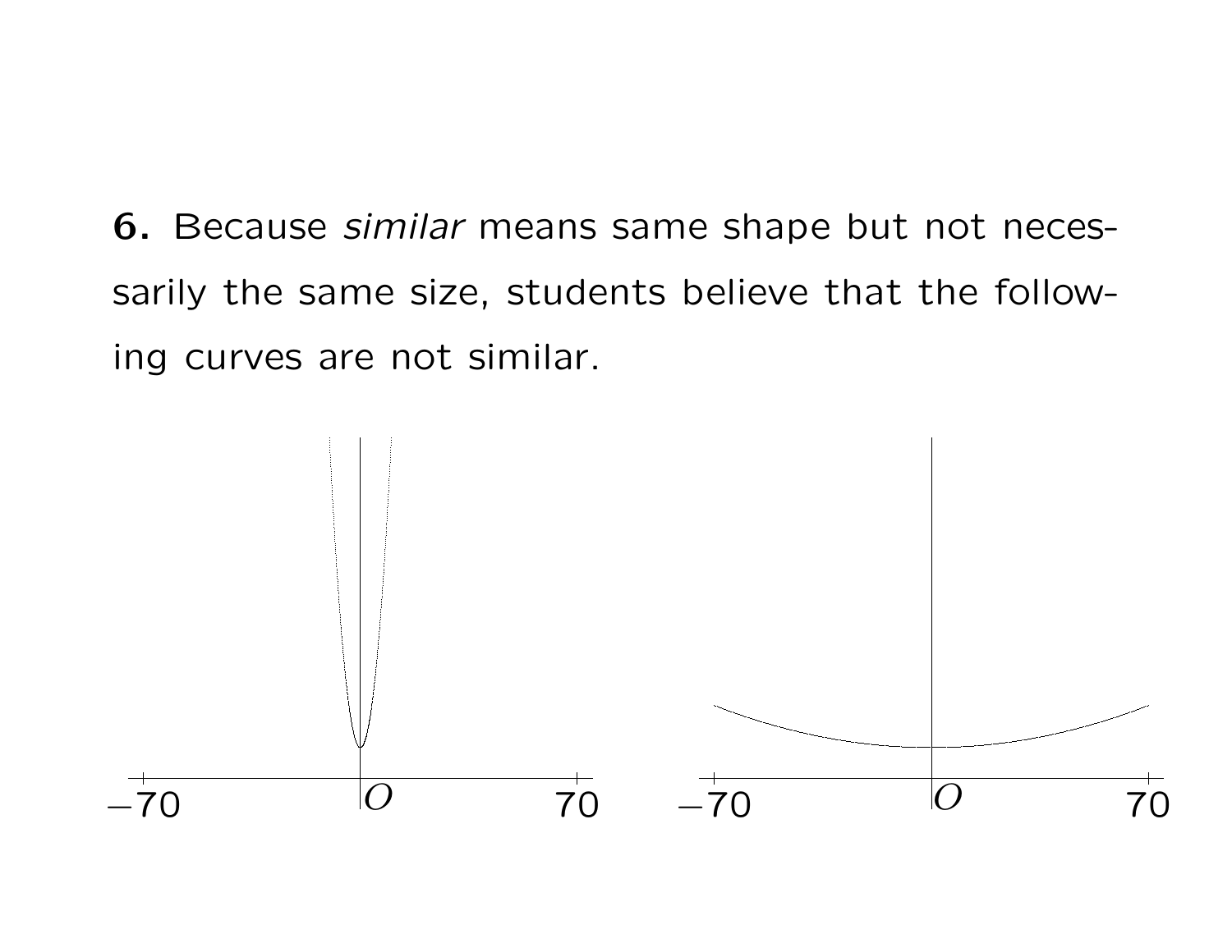**6.** Because *similar* means same shape but not necessarily the same size, students believe that the following curves are not similar.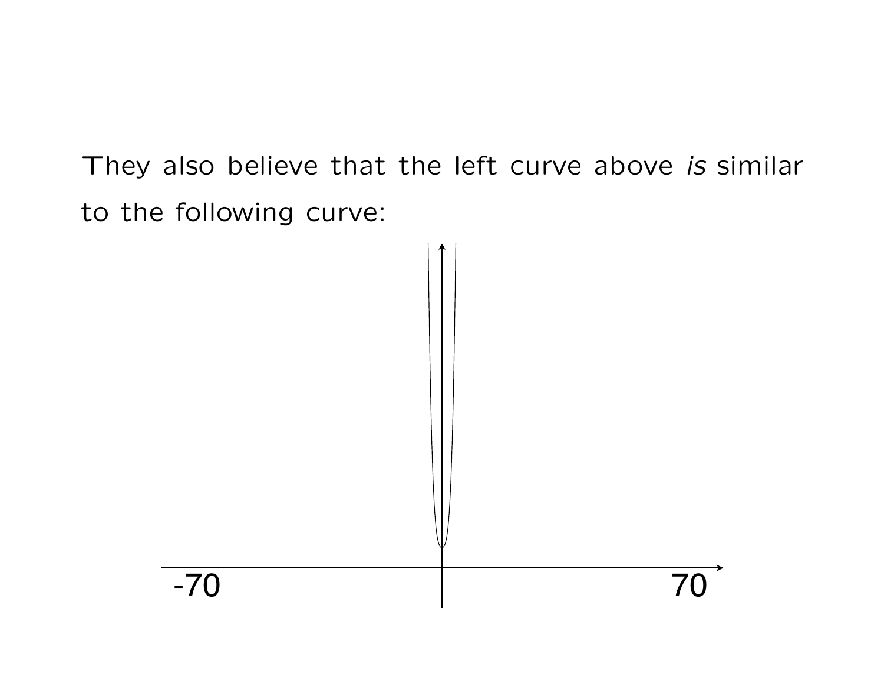They also believe that the left curve above *is* similar to the following curve: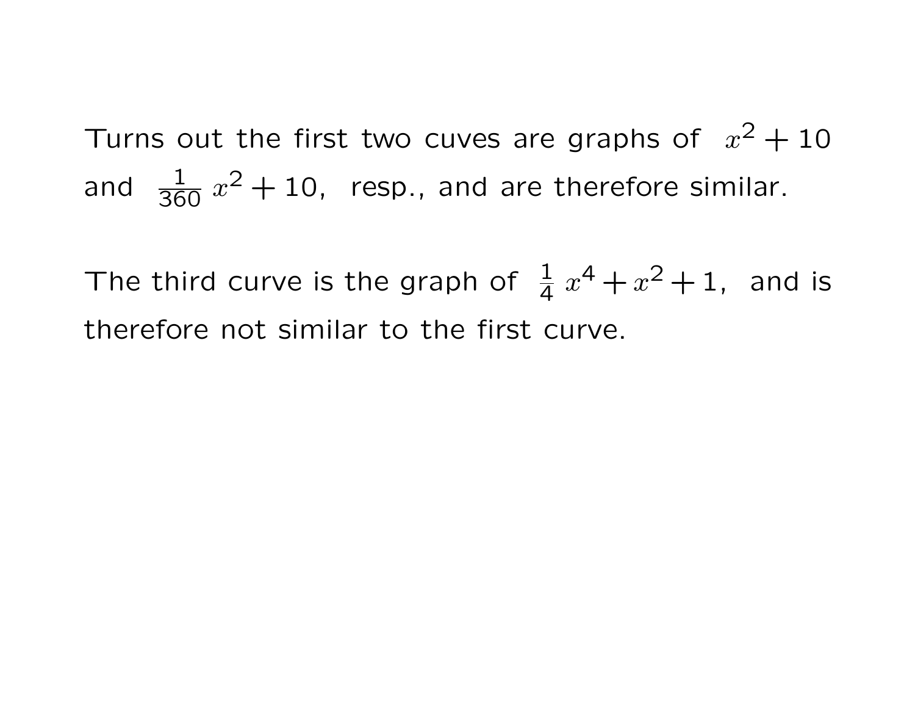Turns out the first two cuves are graphs of $x^2 + 10$ and $\frac{1}{360}\,x^2 + 10$, resp., and are therefore similar.

The third curve is the graph of $\frac{1}{4}\,x^4 + x^2 + 1$, and is therefore not similar to the first curve.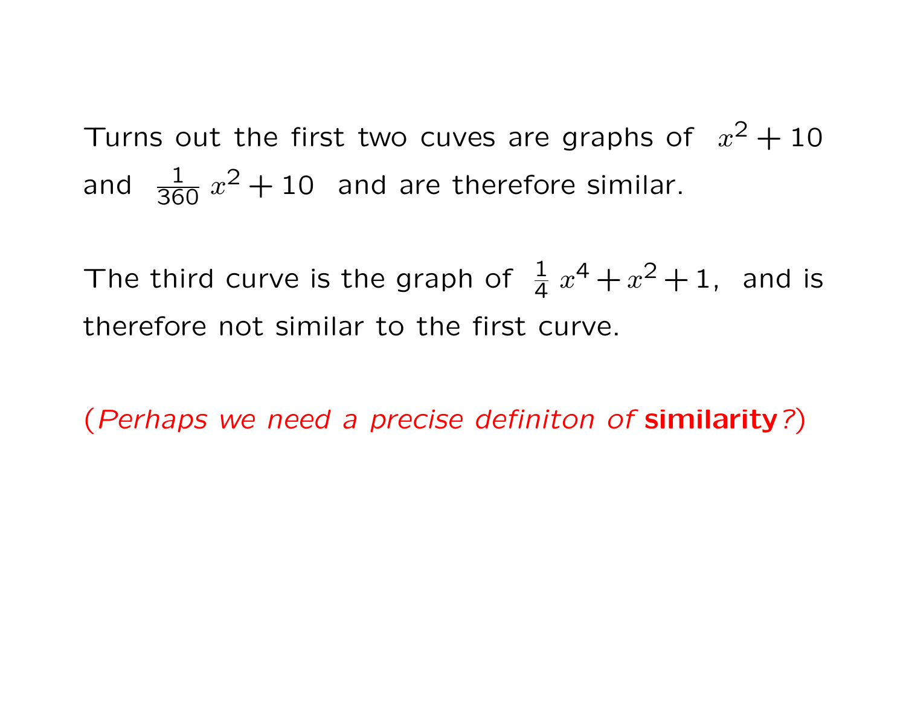Turns out the first two cuves are graphs of $x^2 + 10$ and $\frac{1}{360}\,x^2 + 10$ and are therefore similar.

The third curve is the graph of $\frac{1}{4}\,x^4 + x^2 + 1$, and is therefore not similar to the first curve.

(*Perhaps we need a precise definiton of* ***similarity****?*)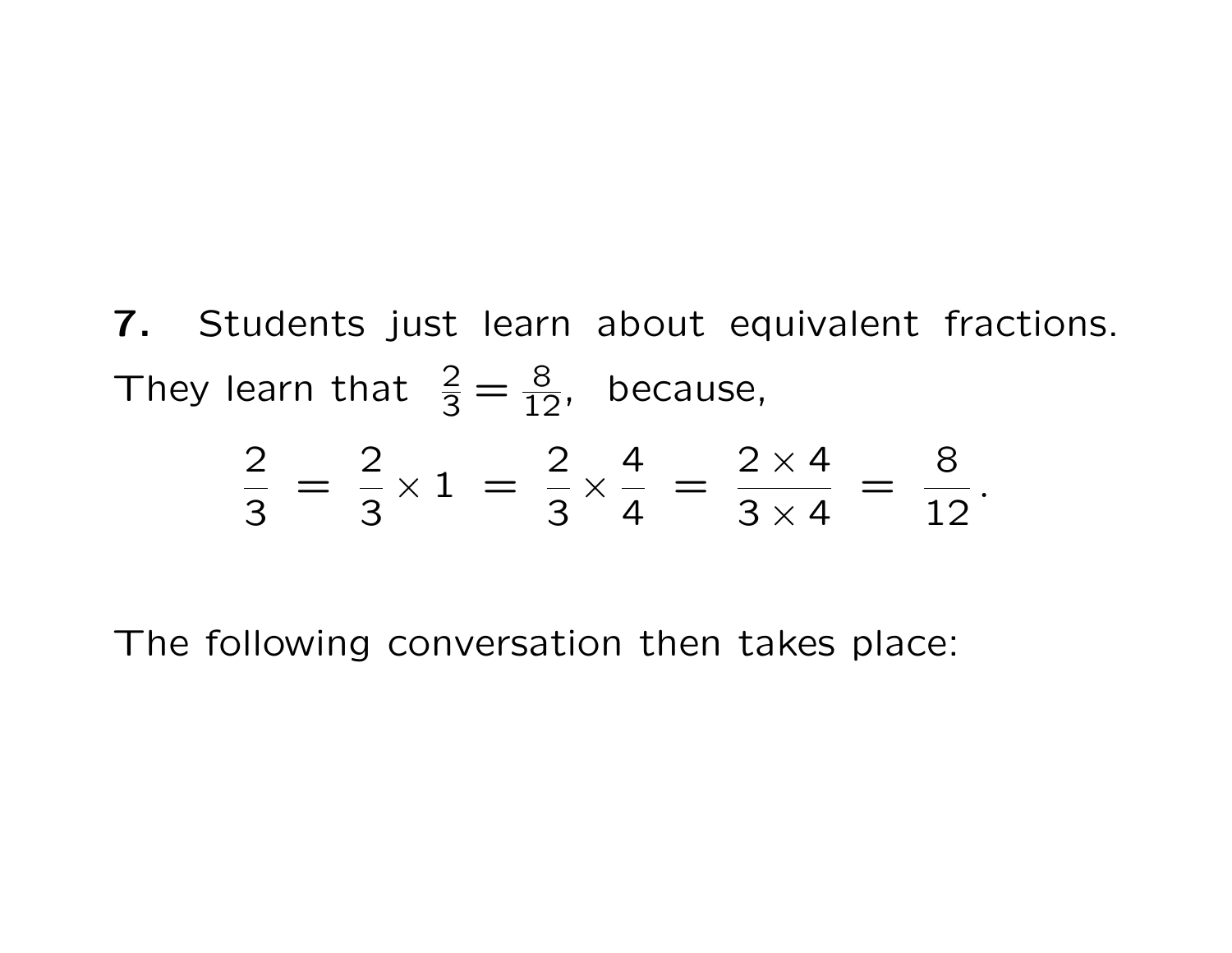**7.** Students just learn about equivalent fractions. They learn that $\frac{2}{3} = \frac{8}{12}$, because,

$$\frac{2}{3} \;=\; \frac{2}{3} \times 1 \;=\; \frac{2}{3} \times \frac{4}{4} \;=\; \frac{2 \times 4}{3 \times 4} \;=\; \frac{8}{12}\,.$$

The following conversation then takes place: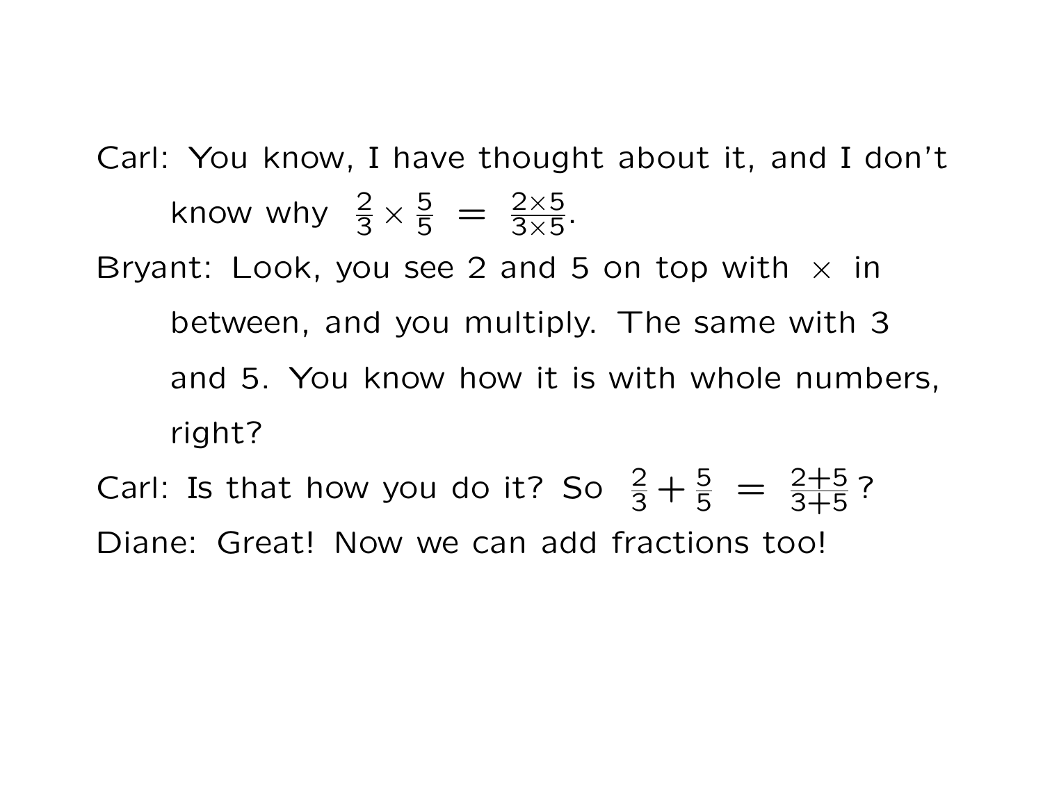Carl: You know, I have thought about it, and I don't know why $\frac{2}{3} \times \frac{5}{5} = \frac{2 \times 5}{3 \times 5}$.

Bryant: Look, you see 2 and 5 on top with $\times$ in between, and you multiply. The same with 3 and 5. You know how it is with whole numbers, right?

Carl: Is that how you do it? So $\frac{2}{3} + \frac{5}{5} = \frac{2+5}{3+5}$?

Diane: Great! Now we can add fractions too!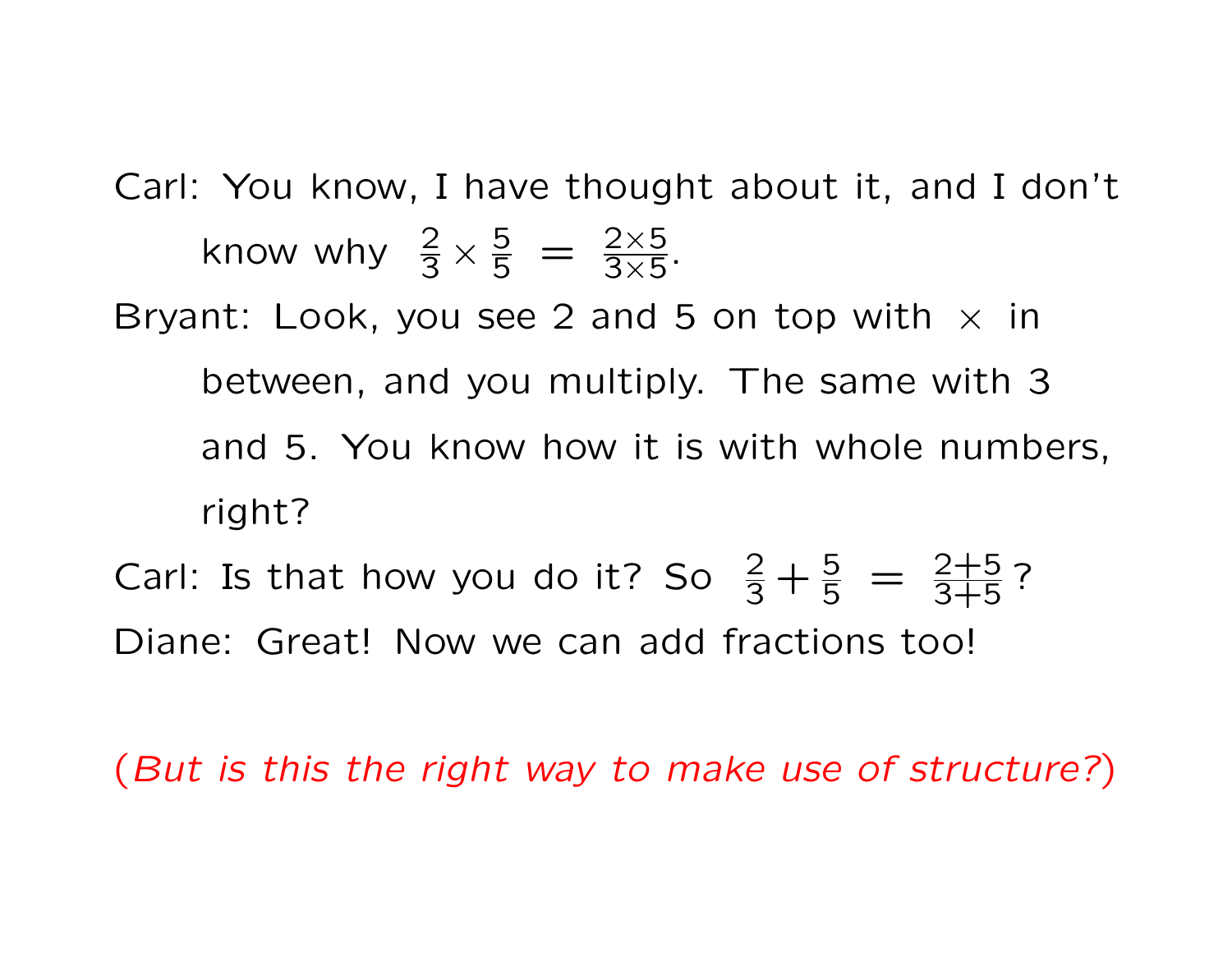Carl: You know, I have thought about it, and I don't know why $\frac{2}{3} \times \frac{5}{5} = \frac{2\times 5}{3\times 5}$.

Bryant: Look, you see 2 and 5 on top with $\times$ in between, and you multiply. The same with 3 and 5. You know how it is with whole numbers, right?

Carl: Is that how you do it? So $\frac{2}{3} + \frac{5}{5} = \frac{2+5}{3+5}$?

Diane: Great! Now we can add fractions too!

(*But is this the right way to make use of structure?*)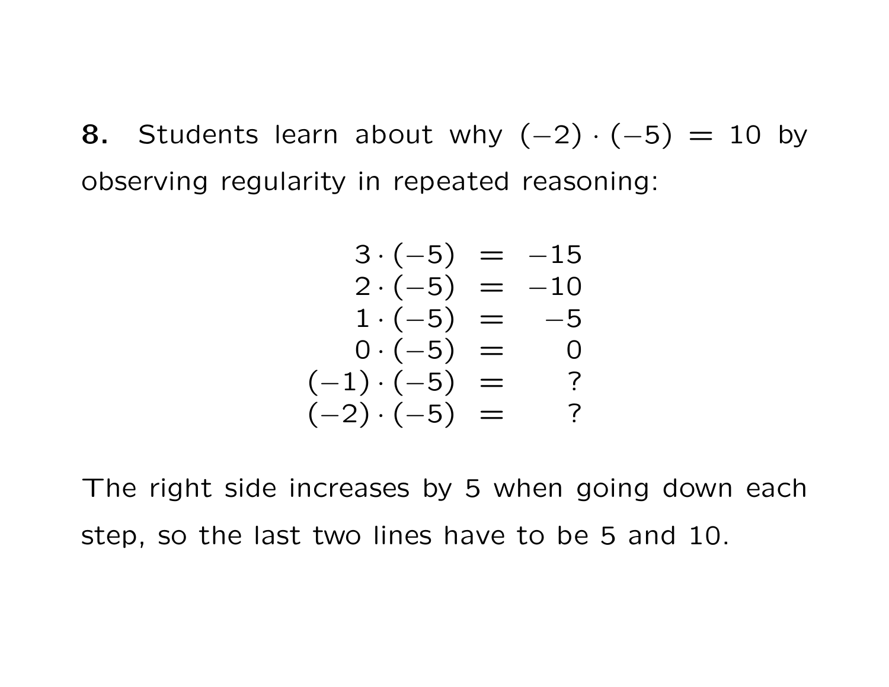**8.** Students learn about why $(-2) \cdot (-5) = 10$ by observing regularity in repeated reasoning:

$$\begin{array}{rcr}
3 \cdot (-5) & = & -15 \\
2 \cdot (-5) & = & -10 \\
1 \cdot (-5) & = & -5 \\
0 \cdot (-5) & = & 0 \\
(-1) \cdot (-5) & = & ? \\
(-2) \cdot (-5) & = & ?
\end{array}$$

The right side increases by 5 when going down each step, so the last two lines have to be 5 and 10.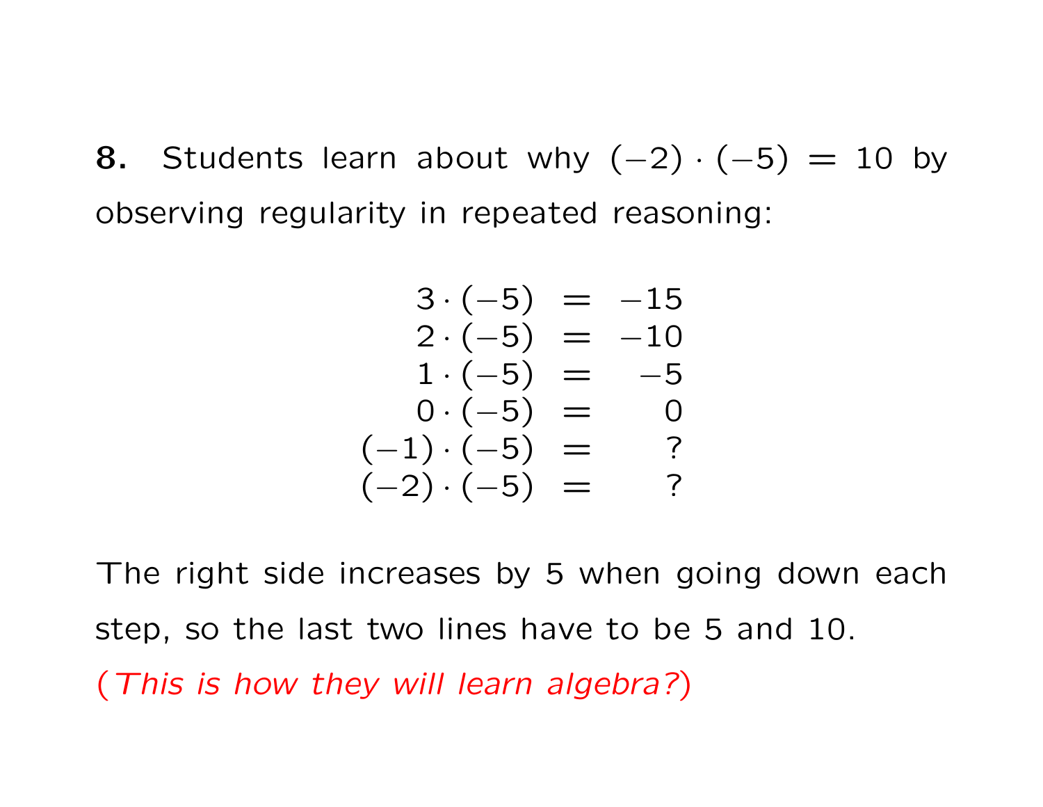**8.** Students learn about why $(-2) \cdot (-5) = 10$ by observing regularity in repeated reasoning:

$$
\begin{aligned}
3 \cdot (-5) &= -15 \\
2 \cdot (-5) &= -10 \\
1 \cdot (-5) &= -5 \\
0 \cdot (-5) &= 0 \\
(-1) \cdot (-5) &= ? \\
(-2) \cdot (-5) &= ?
\end{aligned}
$$

The right side increases by 5 when going down each step, so the last two lines have to be 5 and 10.

(*This is how they will learn algebra?*)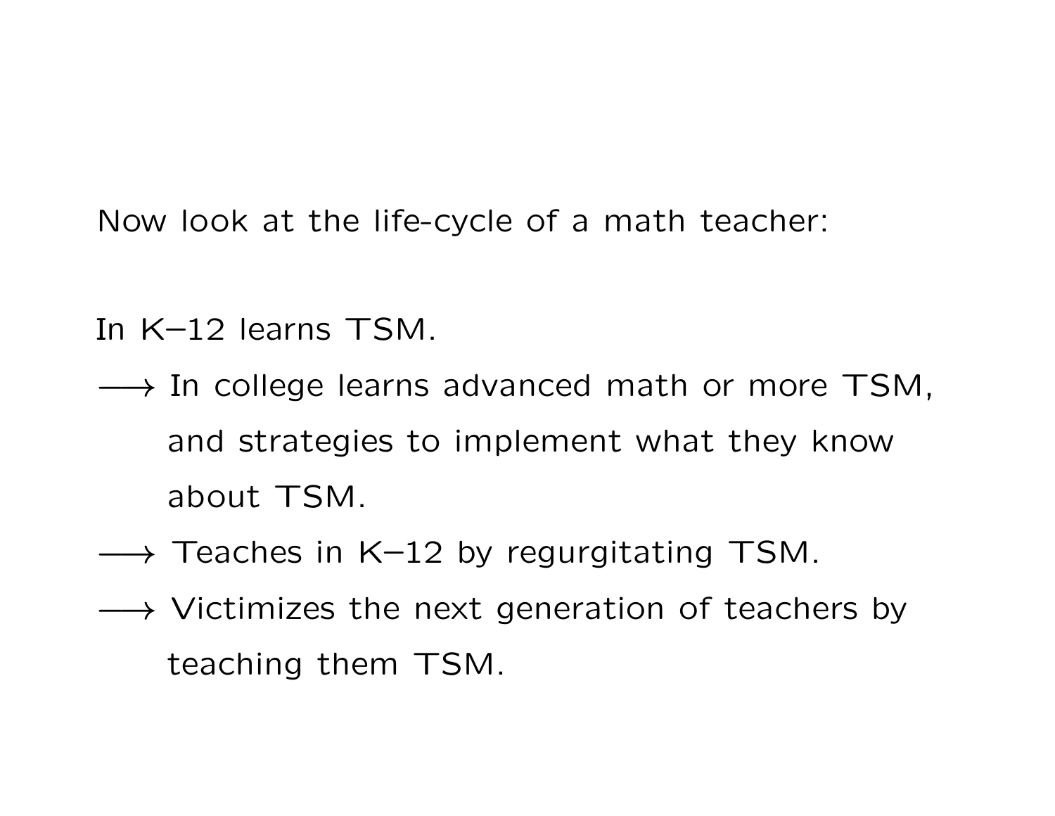Now look at the life-cycle of a math teacher:

In K–12 learns TSM.

$\longrightarrow$ In college learns advanced math or more TSM, and strategies to implement what they know about TSM.

$\longrightarrow$ Teaches in K–12 by regurgitating TSM.

$\longrightarrow$ Victimizes the next generation of teachers by teaching them TSM.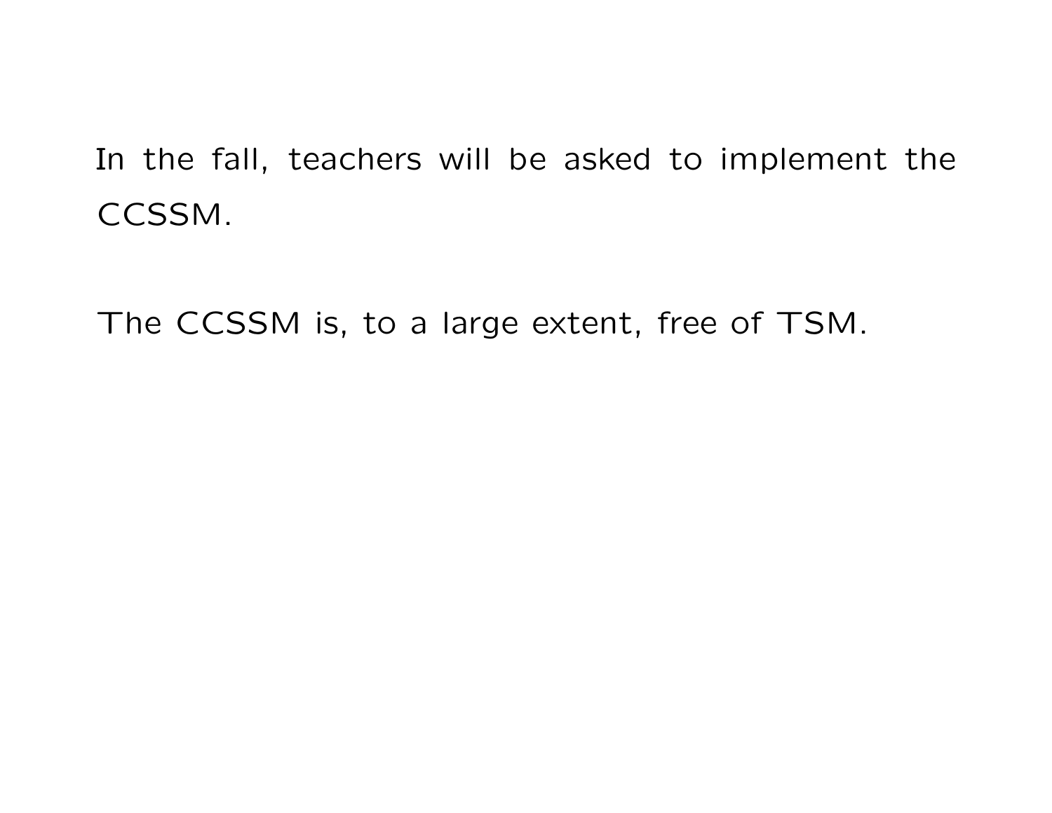In the fall, teachers will be asked to implement the CCSSM.

The CCSSM is, to a large extent, free of TSM.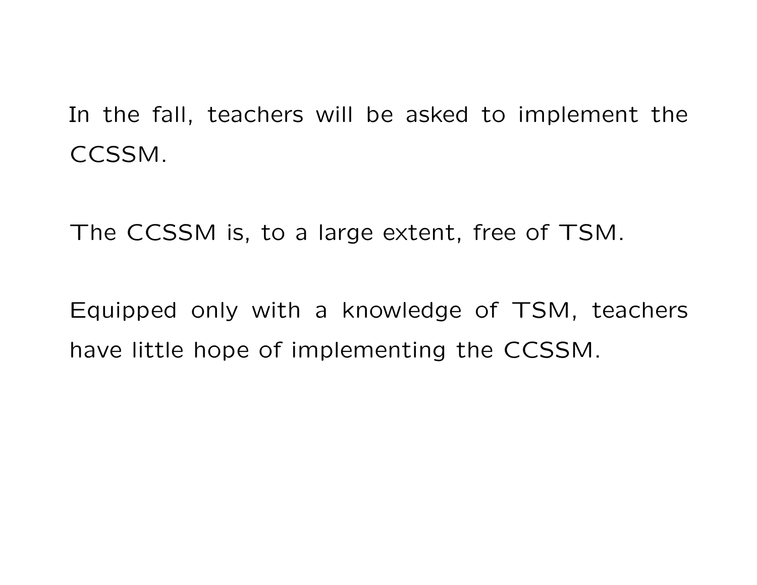In the fall, teachers will be asked to implement the CCSSM.

The CCSSM is, to a large extent, free of TSM.

Equipped only with a knowledge of TSM, teachers have little hope of implementing the CCSSM.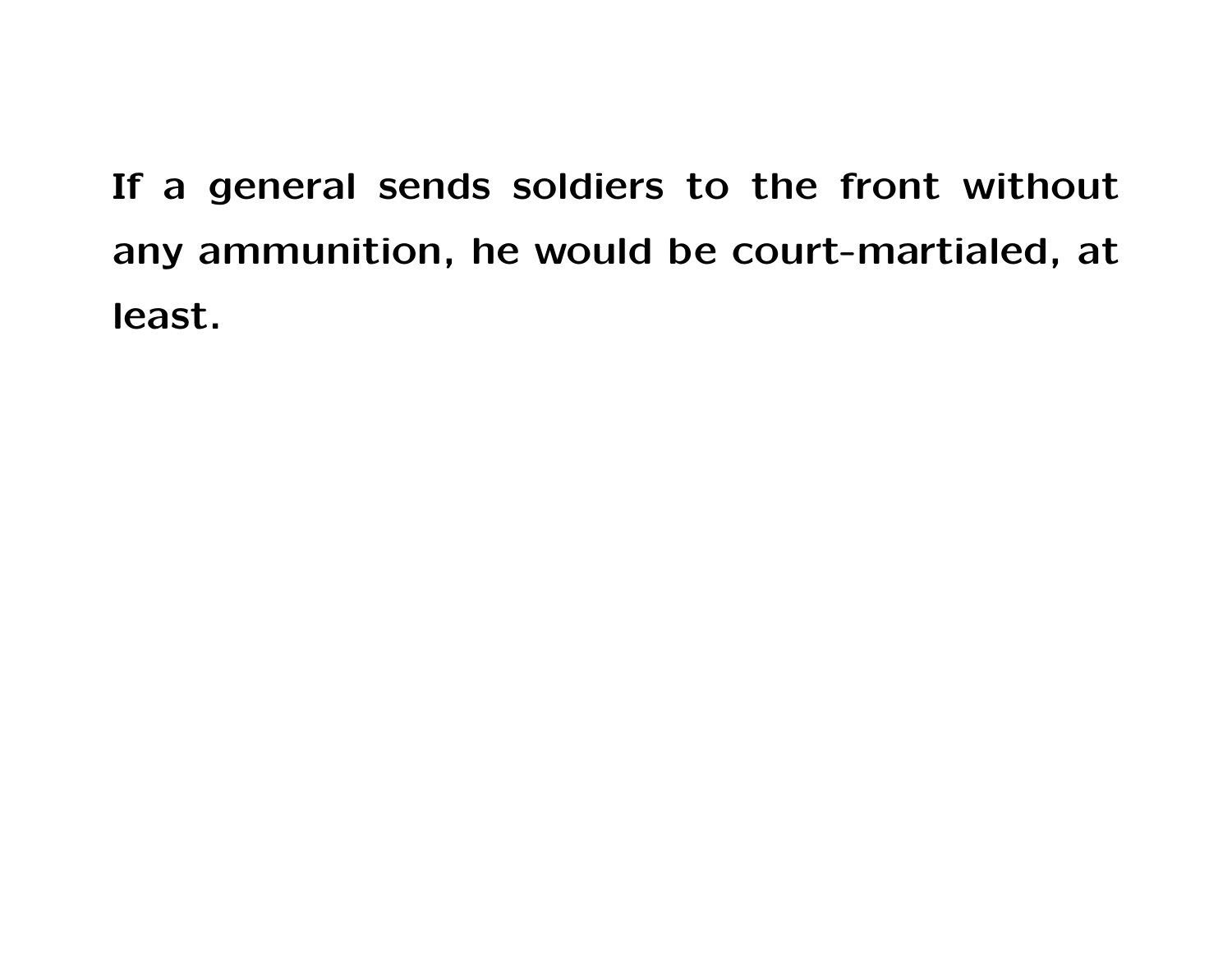**If a general sends soldiers to the front without any ammunition, he would be court-martialed, at least.**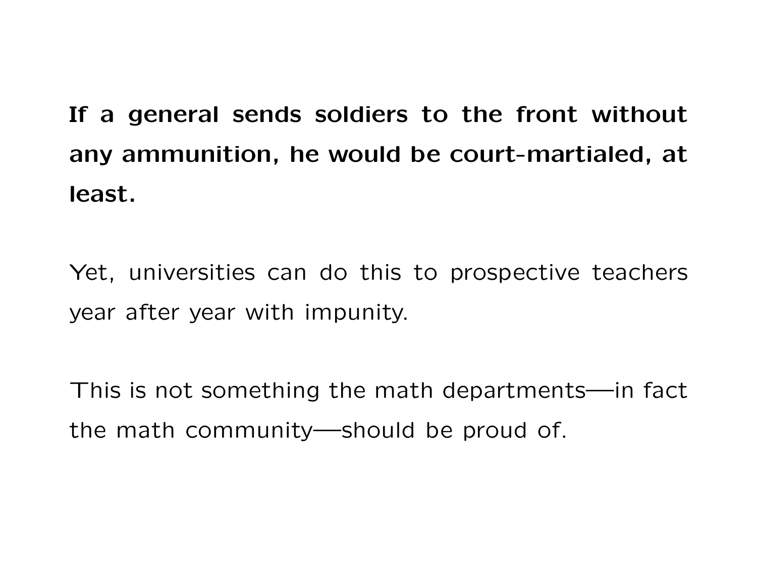**If a general sends soldiers to the front without any ammunition, he would be court-martialed, at least.**

Yet, universities can do this to prospective teachers year after year with impunity.

This is not something the math departments—in fact the math community—should be proud of.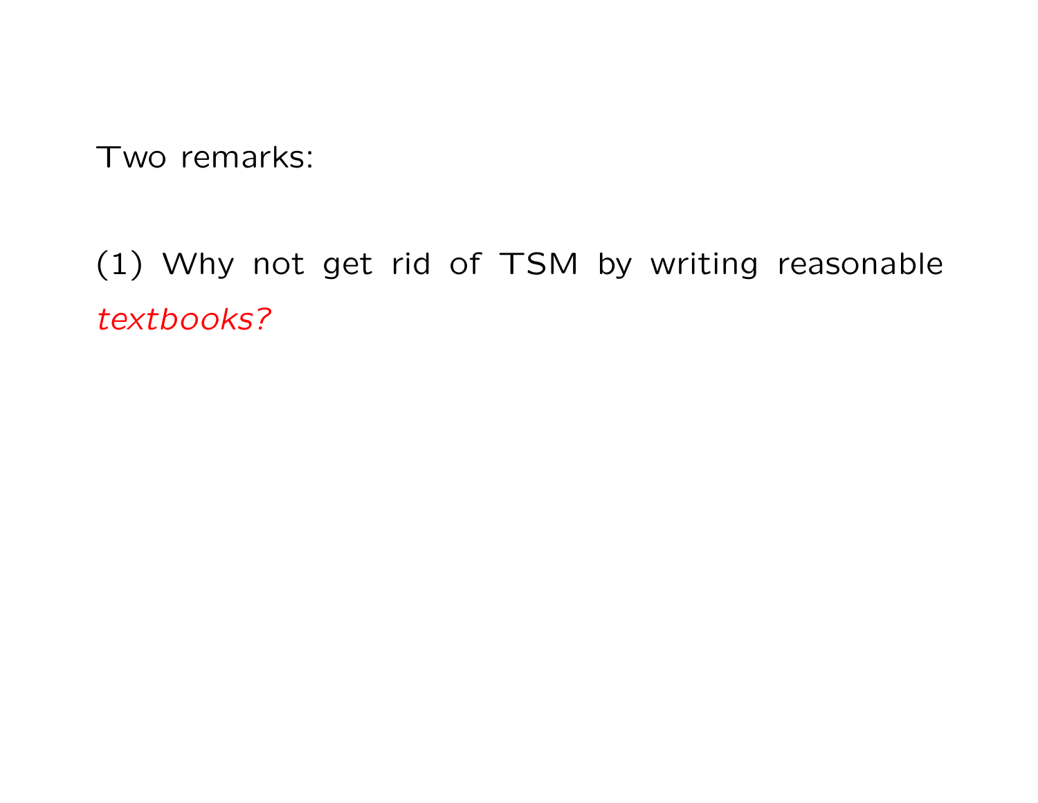Two remarks:

(1) Why not get rid of TSM by writing reasonable *textbooks?*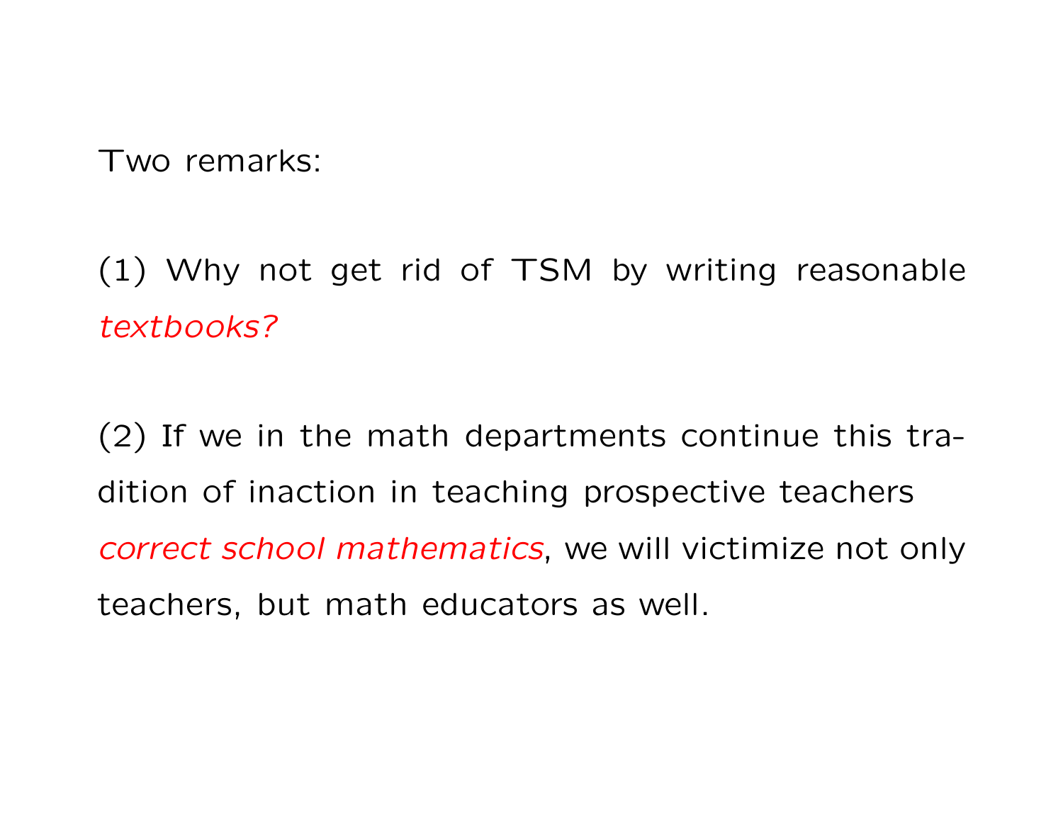Two remarks:

(1) Why not get rid of TSM by writing reasonable *textbooks?*

(2) If we in the math departments continue this tradition of inaction in teaching prospective teachers *correct school mathematics*, we will victimize not only teachers, but math educators as well.